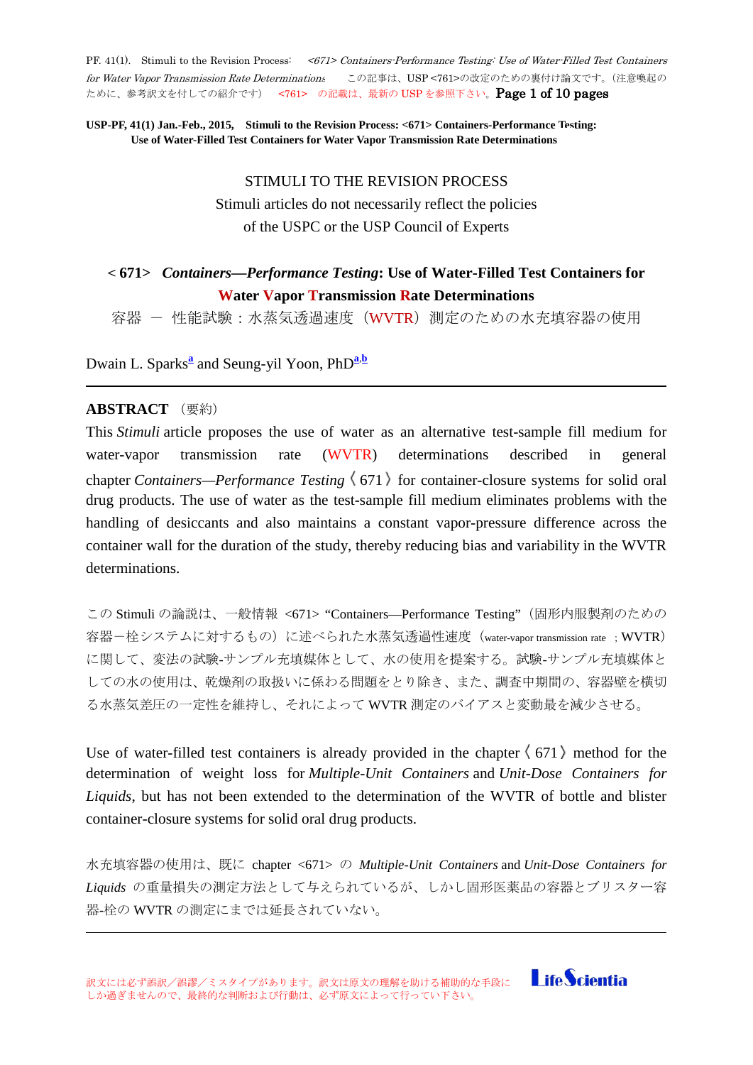**USP-PF, 41(1) Jan.-Feb., 2015, Stimuli to the Revision Process: <671> Containers-Performance Testing: Use of Water-Filled Test Containers for Water Vapor Transmission Rate Determinations**

STIMULI TO THE REVISION PROCESS
Stimuli articles do not necessarily reflect the policies
of the USPC or the USP Council of Experts

# < 671> *Containers—Performance Testing*: Use of Water-Filled Test Containers for Water Vapor Transmission Rate Determinations

容器 ― 性能試験：水蒸気透過速度（WVTR）測定のための水充填容器の使用

Dwain L. Sparks[a] and Seung-yil Yoon, PhD[a,b]

---

## ABSTRACT （要約）

This *Stimuli* article proposes the use of water as an alternative test-sample fill medium for water-vapor transmission rate (WVTR) determinations described in general chapter *Containers—Performance Testing* 〈671〉 for container-closure systems for solid oral drug products. The use of water as the test-sample fill medium eliminates problems with the handling of desiccants and also maintains a constant vapor-pressure difference across the container wall for the duration of the study, thereby reducing bias and variability in the WVTR determinations.

この Stimuli の論説は、一般情報 <671> "Containers—Performance Testing"（固形内服製剤のための容器－栓システムに対するもの）に述べられた水蒸気透過性速度（water-vapor transmission rate ；WVTR）に関して、変法の試験-サンプル充填媒体として、水の使用を提案する。試験-サンプル充填媒体としての水の使用は、乾燥剤の取扱いに係わる問題をとり除き、また、調査中期間の、容器壁を横切る水蒸気差圧の一定性を維持し、それによって WVTR 測定のバイアスと変動最を減少させる。

Use of water-filled test containers is already provided in the chapter 〈671〉 method for the determination of weight loss for *Multiple-Unit Containers* and *Unit-Dose Containers for Liquids*, but has not been extended to the determination of the WVTR of bottle and blister container-closure systems for solid oral drug products.

水充填容器の使用は、既に chapter <671> の *Multiple-Unit Containers* and *Unit-Dose Containers for Liquids* の重量損失の測定方法として与えられているが、しかし固形医薬品の容器とブリスター容器-栓の WVTR の測定にまでは延長されていない。

---

訳文には必ず誤訳／誤謬／ミスタイプがあります。訳文は原文の理解を助ける補助的な手段にしか過ぎませんので、最終的な判断および行動は、必ず原文によって行って下さい。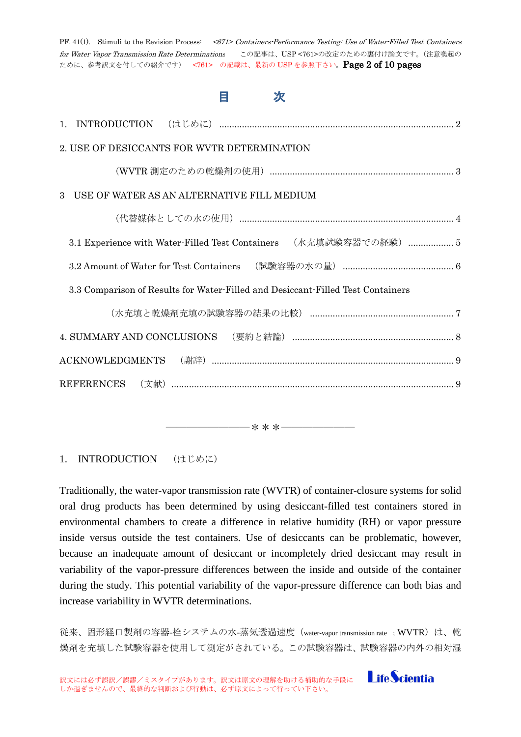# 目　　次

1. INTRODUCTION　（はじめに） ............................................................ 2

2. USE OF DESICCANTS FOR WVTR DETERMINATION

（WVTR 測定のための乾燥剤の使用） ............................................................ 3

3 USE OF WATER AS AN ALTERNATIVE FILL MEDIUM

（代替媒体としての水の使用） ............................................................ 4

3.1 Experience with Water-Filled Test Containers　（水充填試験容器での経験） .................. 5

3.2 Amount of Water for Test Containers　（試験容器の水の量） ............................................ 6

3.3 Comparison of Results for Water-Filled and Desiccant-Filled Test Containers

（水充填と乾燥剤充填の試験容器の結果の比較） ............................................................ 7

4. SUMMARY AND CONCLUSIONS　（要約と結論） ............................................................ 8

ACKNOWLEDGMENTS　（謝辞） ............................................................ 9

REFERENCES　（文献） ............................................................ 9

———————＊＊＊———————

## 1. INTRODUCTION　（はじめに）

Traditionally, the water-vapor transmission rate (WVTR) of container-closure systems for solid oral drug products has been determined by using desiccant-filled test containers stored in environmental chambers to create a difference in relative humidity (RH) or vapor pressure inside versus outside the test containers. Use of desiccants can be problematic, however, because an inadequate amount of desiccant or incompletely dried desiccant may result in variability of the vapor-pressure differences between the inside and outside of the container during the study. This potential variability of the vapor-pressure difference can both bias and increase variability in WVTR determinations.

従来、固形経口製剤の容器-栓システムの水-蒸気透過速度（water-vapor transmission rate ; WVTR）は、乾燥剤を充填した試験容器を使用して測定がされている。この試験容器は、試験容器の内外の相対湿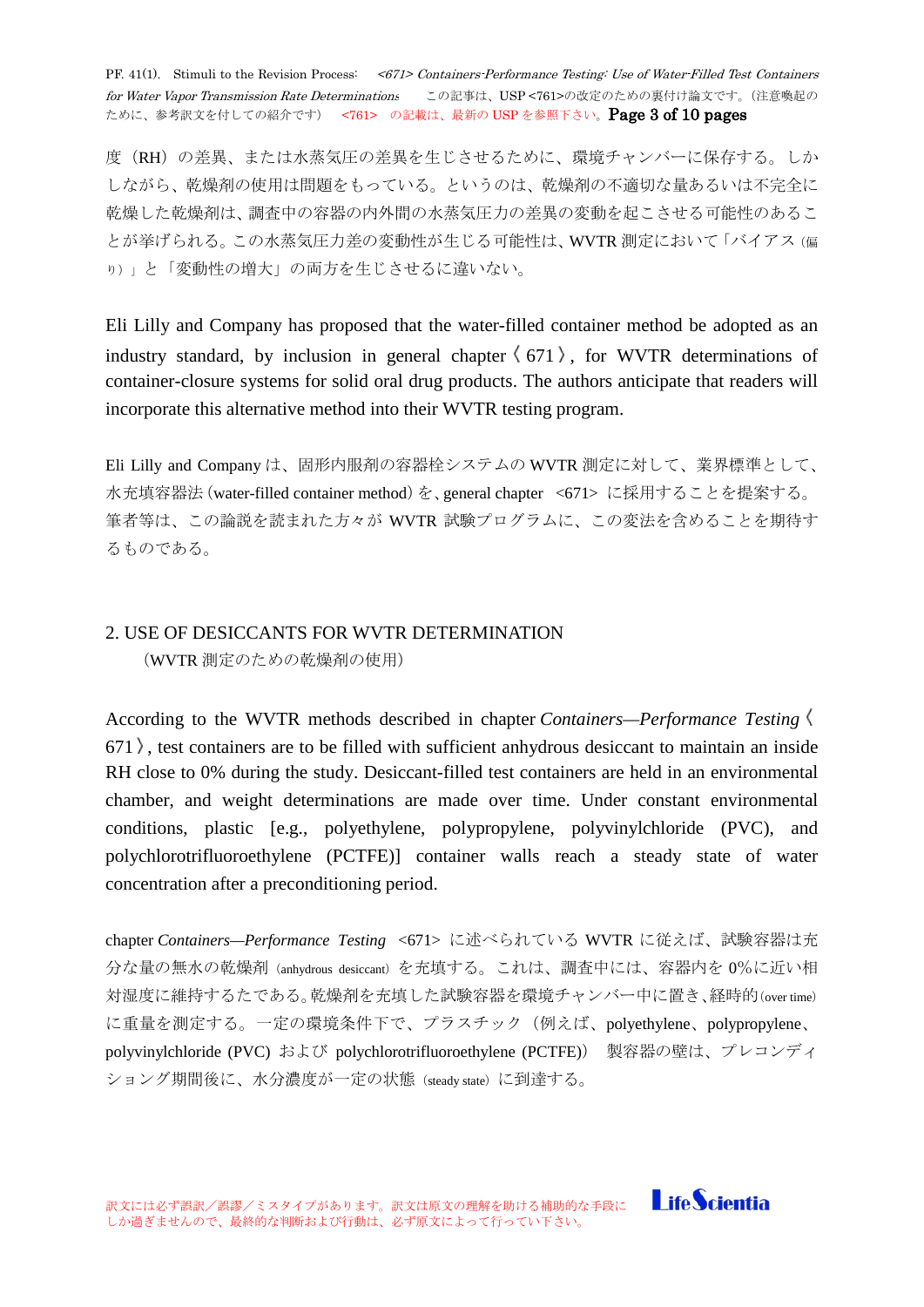度（RH）の差異、または水蒸気圧の差異を生じさせるために、環境チャンバーに保存する。しかしながら、乾燥剤の使用は問題をもっている。というのは、乾燥剤の不適切な量あるいは不完全に乾燥した乾燥剤は、調査中の容器の内外間の水蒸気圧力の差異の変動を起こさせる可能性のあることが挙げられる。この水蒸気圧力差の変動性が生じる可能性は、WVTR 測定において「バイアス（偏り）」と「変動性の増大」の両方を生じさせるに違いない。

Eli Lilly and Company has proposed that the water-filled container method be adopted as an industry standard, by inclusion in general chapter〈671〉, for WVTR determinations of container-closure systems for solid oral drug products. The authors anticipate that readers will incorporate this alternative method into their WVTR testing program.

Eli Lilly and Company は、固形内服剤の容器栓システムの WVTR 測定に対して、業界標準として、水充填容器法（water-filled container method）を、general chapter <671> に採用することを提案する。筆者等は、この論説を読まれた方々が WVTR 試験プログラムに、この変法を含めることを期待するものである。

## 2. USE OF DESICCANTS FOR WVTR DETERMINATION

（WVTR 測定のための乾燥剤の使用）

According to the WVTR methods described in chapter *Containers—Performance Testing*〈671〉, test containers are to be filled with sufficient anhydrous desiccant to maintain an inside RH close to 0% during the study. Desiccant-filled test containers are held in an environmental chamber, and weight determinations are made over time. Under constant environmental conditions, plastic [e.g., polyethylene, polypropylene, polyvinylchloride (PVC), and polychlorotrifluoroethylene (PCTFE)] container walls reach a steady state of water concentration after a preconditioning period.

chapter *Containers—Performance Testing* <671> に述べられている WVTR に従えば、試験容器は充分な量の無水の乾燥剤（anhydrous desiccant）を充填する。これは、調査中には、容器内を 0%に近い相対湿度に維持するたてである。乾燥剤を充填した試験容器を環境チャンバー中に置き、経時的（over time）に重量を測定する。一定の環境条件下で、プラスチック（例えば、polyethylene、polypropylene、polyvinylchloride (PVC) および polychlorotrifluoroethylene (PCTFE)） 製容器の壁は、プレコンディショング期間後に、水分濃度が一定の状態（steady state）に到達する。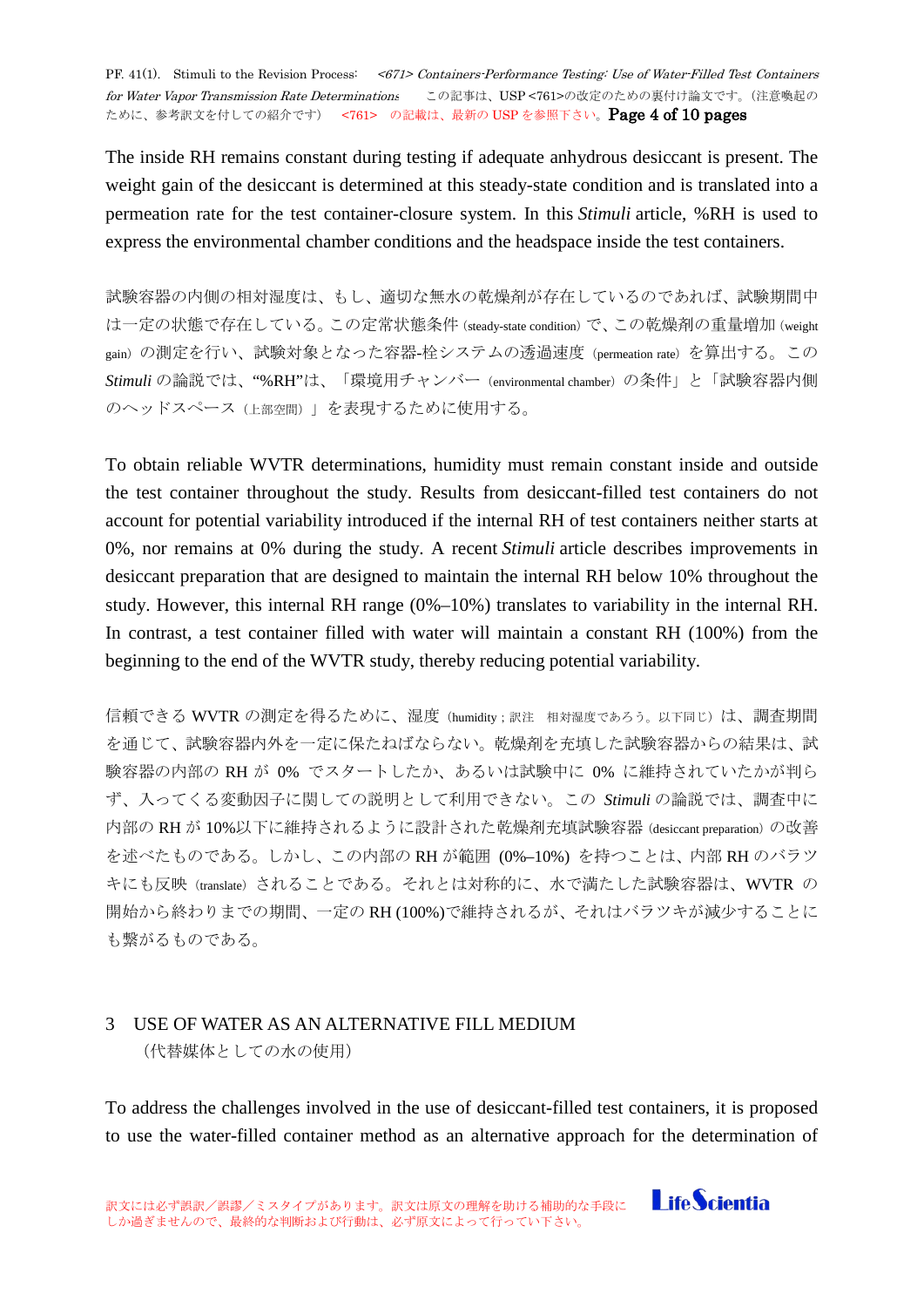The inside RH remains constant during testing if adequate anhydrous desiccant is present. The weight gain of the desiccant is determined at this steady-state condition and is translated into a permeation rate for the test container-closure system. In this *Stimuli* article, %RH is used to express the environmental chamber conditions and the headspace inside the test containers.

試験容器の内側の相対湿度は、もし、適切な無水の乾燥剤が存在しているのであれば、試験期間中は一定の状態で存在している。この定常状態条件（steady-state condition）で、この乾燥剤の重量増加（weight gain）の測定を行い、試験対象となった容器-栓システムの透過速度（permeation rate）を算出する。この *Stimuli* の論説では、“%RH”は、「環境用チャンバー（environmental chamber）の条件」と「試験容器内側のヘッドスペース（上部空間）」を表現するために使用する。

To obtain reliable WVTR determinations, humidity must remain constant inside and outside the test container throughout the study. Results from desiccant-filled test containers do not account for potential variability introduced if the internal RH of test containers neither starts at 0%, nor remains at 0% during the study. A recent *Stimuli* article describes improvements in desiccant preparation that are designed to maintain the internal RH below 10% throughout the study. However, this internal RH range (0%–10%) translates to variability in the internal RH. In contrast, a test container filled with water will maintain a constant RH (100%) from the beginning to the end of the WVTR study, thereby reducing potential variability.

信頼できる WVTR の測定を得るために、湿度（humidity；訳注　相対湿度であろう。以下同じ）は、調査期間を通じて、試験容器内外を一定に保たねばならない。乾燥剤を充填した試験容器からの結果は、試験容器の内部の RH が 0% でスタートしたか、あるいは試験中に 0% に維持されていたかが判らず、入ってくる変動因子に関しての説明として利用できない。この *Stimuli* の論説では、調査中に内部の RH が 10%以下に維持されるように設計された乾燥剤充填試験容器（desiccant preparation）の改善を述べたものである。しかし、この内部の RH が範囲 (0%–10%) を持つことは、内部 RH のバラツキにも反映（translate）されることである。それとは対称的に、水で満たした試験容器は、WVTR の開始から終わりまでの期間、一定の RH (100%)で維持されるが、それはバラツキが減少することにも繋がるものである。

## 3 USE OF WATER AS AN ALTERNATIVE FILL MEDIUM

（代替媒体としての水の使用）

To address the challenges involved in the use of desiccant-filled test containers, it is proposed to use the water-filled container method as an alternative approach for the determination of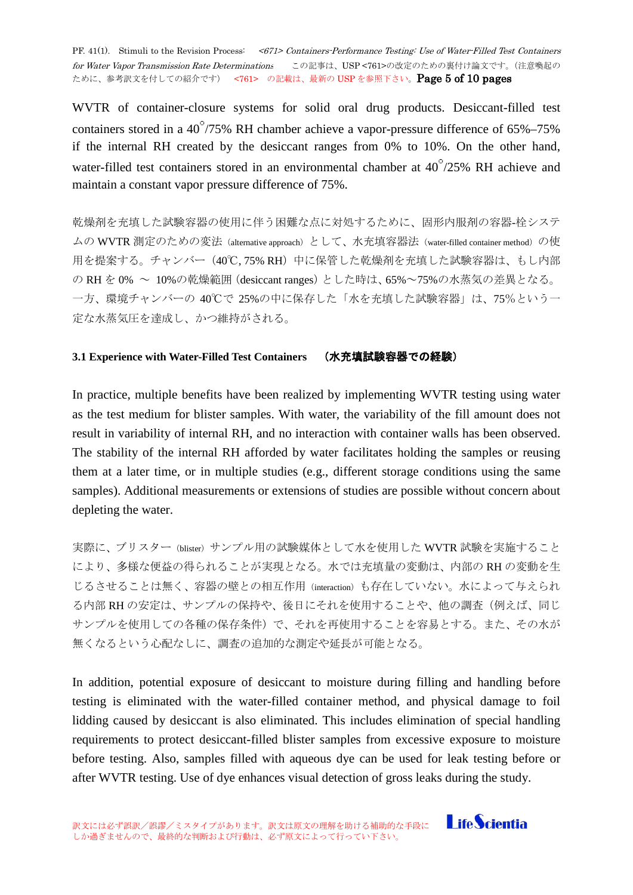WVTR of container-closure systems for solid oral drug products. Desiccant-filled test containers stored in a 40°/75% RH chamber achieve a vapor-pressure difference of 65%–75% if the internal RH created by the desiccant ranges from 0% to 10%. On the other hand, water-filled test containers stored in an environmental chamber at 40°/25% RH achieve and maintain a constant vapor pressure difference of 75%.

乾燥剤を充填した試験容器の使用に伴う困難な点に対処するために、固形内服剤の容器-栓システムの WVTR 測定のための変法（alternative approach）として、水充填容器法（water-filled container method）の使用を提案する。チャンバー（40℃, 75% RH）中に保管した乾燥剤を充填した試験容器は、もし内部の RH を 0% ～ 10%の乾燥範囲 (desiccant ranges) とした時は、65%～75%の水蒸気の差異となる。一方、環境チャンバーの 40℃で 25%の中に保存した「水を充填した試験容器」は、75%という一定な水蒸気圧を達成し、かつ維持がされる。

### 3.1 Experience with Water-Filled Test Containers　（水充填試験容器での経験）

In practice, multiple benefits have been realized by implementing WVTR testing using water as the test medium for blister samples. With water, the variability of the fill amount does not result in variability of internal RH, and no interaction with container walls has been observed. The stability of the internal RH afforded by water facilitates holding the samples or reusing them at a later time, or in multiple studies (e.g., different storage conditions using the same samples). Additional measurements or extensions of studies are possible without concern about depleting the water.

実際に、ブリスター（blister）サンプル用の試験媒体として水を使用した WVTR 試験を実施することにより、多様な便益の得られることが実現となる。水では充填量の変動は、内部の RH の変動を生じるさせることは無く、容器の壁との相互作用（interaction）も存在していない。水によって与えられる内部 RH の安定は、サンプルの保持や、後日にそれを使用することや、他の調査（例えば、同じサンプルを使用しての各種の保存条件）で、それを再使用することを容易とする。また、その水が無くなるという心配なしに、調査の追加的な測定や延長が可能となる。

In addition, potential exposure of desiccant to moisture during filling and handling before testing is eliminated with the water-filled container method, and physical damage to foil lidding caused by desiccant is also eliminated. This includes elimination of special handling requirements to protect desiccant-filled blister samples from excessive exposure to moisture before testing. Also, samples filled with aqueous dye can be used for leak testing before or after WVTR testing. Use of dye enhances visual detection of gross leaks during the study.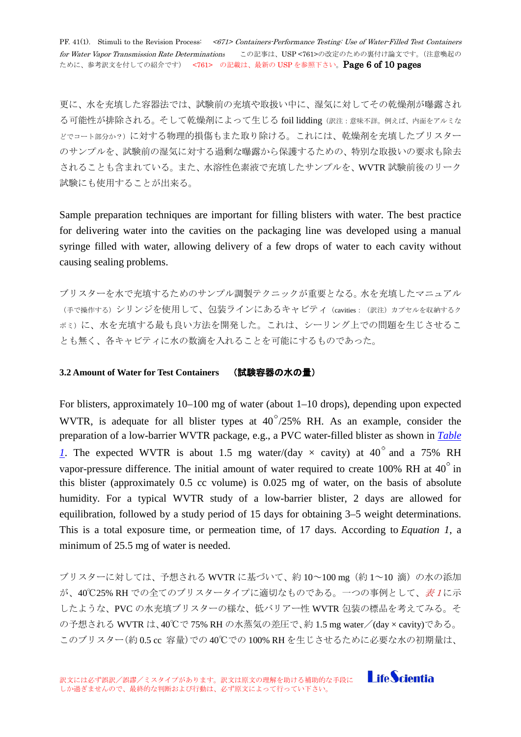更に、水を充填した容器法では、試験前の充填や取扱い中に、湿気に対してその乾燥剤が曝露される可能性が排除される。そして乾燥剤によって生じる foil lidding（訳注：意味不詳。例えば、内面をアルミなどでコート部分か？）に対する物理的損傷もまた取り除ける。これには、乾燥剤を充填したブリスターのサンプルを、試験前の湿気に対する過剰な曝露から保護するための、特別な取扱いの要求も除去されることも含まれている。また、水溶性色素液で充填したサンプルを、WVTR 試験前後のリーク試験にも使用することが出来る。

Sample preparation techniques are important for filling blisters with water. The best practice for delivering water into the cavities on the packaging line was developed using a manual syringe filled with water, allowing delivery of a few drops of water to each cavity without causing sealing problems.

ブリスターを水で充填するためのサンプル調製テクニックが重要となる。水を充填したマニュアル（手で操作する）シリンジを使用して、包装ラインにあるキャビティ（cavities：（訳注）カプセルを収納するクボミ）に、水を充填する最も良い方法を開発した。これは、シーリング上での問題を生じさせることも無く、各キャビティに水の数滴を入れることを可能にするものであった。

### 3.2 Amount of Water for Test Containers　（試験容器の水の量）

For blisters, approximately 10–100 mg of water (about 1–10 drops), depending upon expected WVTR, is adequate for all blister types at 40°/25% RH. As an example, consider the preparation of a low-barrier WVTR package, e.g., a PVC water-filled blister as shown in *Table 1*. The expected WVTR is about 1.5 mg water/(day × cavity) at 40° and a 75% RH vapor-pressure difference. The initial amount of water required to create 100% RH at 40° in this blister (approximately 0.5 cc volume) is 0.025 mg of water, on the basis of absolute humidity. For a typical WVTR study of a low-barrier blister, 2 days are allowed for equilibration, followed by a study period of 15 days for obtaining 3–5 weight determinations. This is a total exposure time, or permeation time, of 17 days. According to *Equation 1*, a minimum of 25.5 mg of water is needed.

ブリスターに対しては、予想される WVTR に基づいて、約 10～100 mg（約 1～10 滴）の水の添加が、40℃25% RH での全てのブリスタータイプに適切なものである。一つの事例として、*表 1* に示したような、PVC の水充填ブリスターの様な、低バリアー性 WVTR 包装の標品を考えてみる。その予想される WVTR は、40℃で 75% RH の水蒸気の差圧で、約 1.5 mg water／(day × cavity)である。このブリスター(約 0.5 cc 容量)での 40℃での 100% RH を生じさせるために必要な水の初期量は、

訳文には必ず誤訳／誤謬／ミスタイプがあります。訳文は原文の理解を助ける補助的な手段にしか過ぎませんので、最終的な判断および行動は、必ず原文によって行っていて下さい。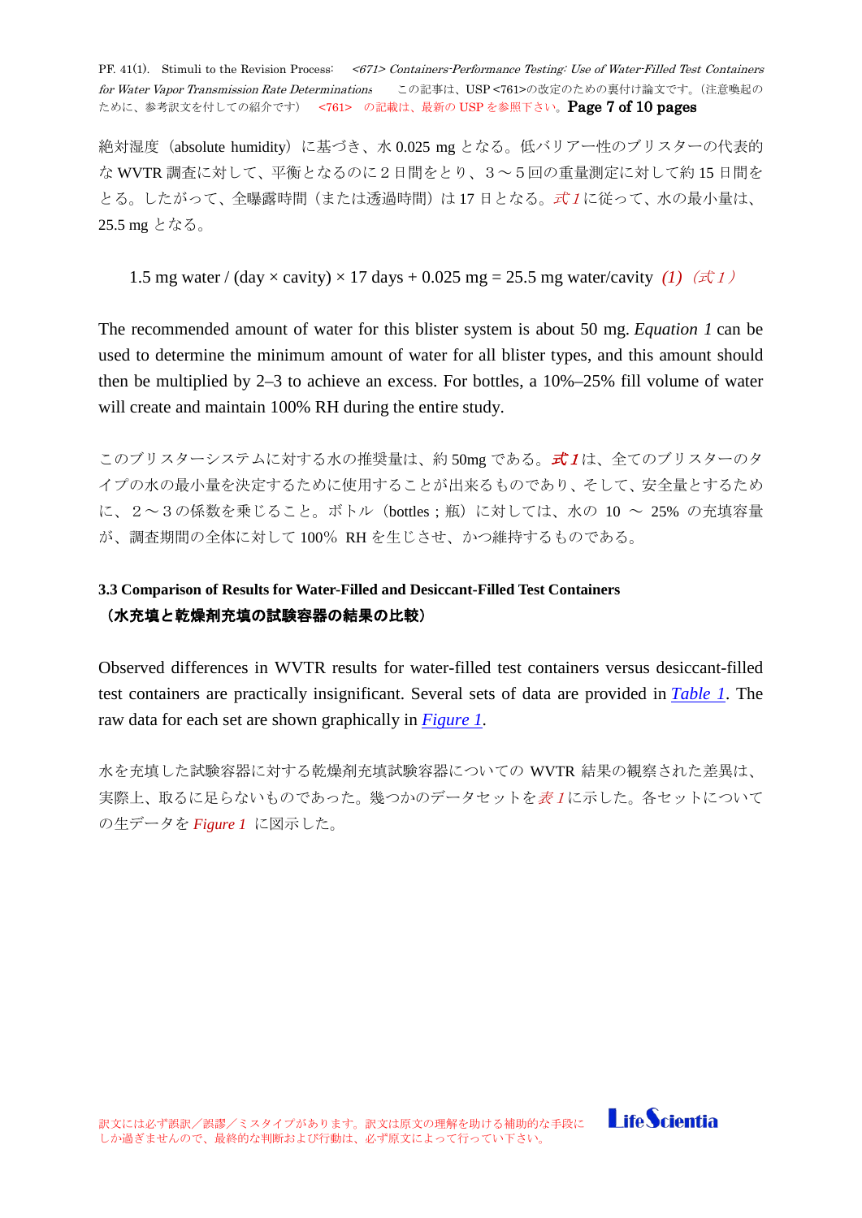絶対湿度（absolute humidity）に基づき、水 0.025 mg となる。低バリアー性のブリスターの代表的な WVTR 調査に対して、平衡となるのに２日間をとり、３～５回の重量測定に対して約 15 日間をとる。したがって、全曝露時間（または透過時間）は 17 日となる。*式 1* に従って、水の最小量は、25.5 mg となる。

$$1.5 \text{ mg water} / (\text{day} \times \text{cavity}) \times 17 \text{ days} + 0.025 \text{ mg} = 25.5 \text{ mg water/cavity} \quad (1)$$ （式 1）

The recommended amount of water for this blister system is about 50 mg. *Equation 1* can be used to determine the minimum amount of water for all blister types, and this amount should then be multiplied by 2–3 to achieve an excess. For bottles, a 10%–25% fill volume of water will create and maintain 100% RH during the entire study.

このブリスターシステムに対する水の推奨量は、約 50mg である。***式 1***は、全てのブリスターのタイプの水の最小量を決定するために使用することが出来るものであり、そして、安全量とするために、２～３の係数を乗じること。ボトル（bottles；瓶）に対しては、水の 10 ～ 25% の充填容量が、調査期間の全体に対して 100% RH を生じさせ、かつ維持するものである。

### 3.3 Comparison of Results for Water-Filled and Desiccant-Filled Test Containers
**（水充填と乾燥剤充填の試験容器の結果の比較）**

Observed differences in WVTR results for water-filled test containers versus desiccant-filled test containers are practically insignificant. Several sets of data are provided in *Table 1*. The raw data for each set are shown graphically in *Figure 1*.

水を充填した試験容器に対する乾燥剤充填試験容器についての WVTR 結果の観察された差異は、実際上、取るに足らないものであった。幾つかのデータセットを*表 1*に示した。各セットについての生データを ***Figure 1*** に図示した。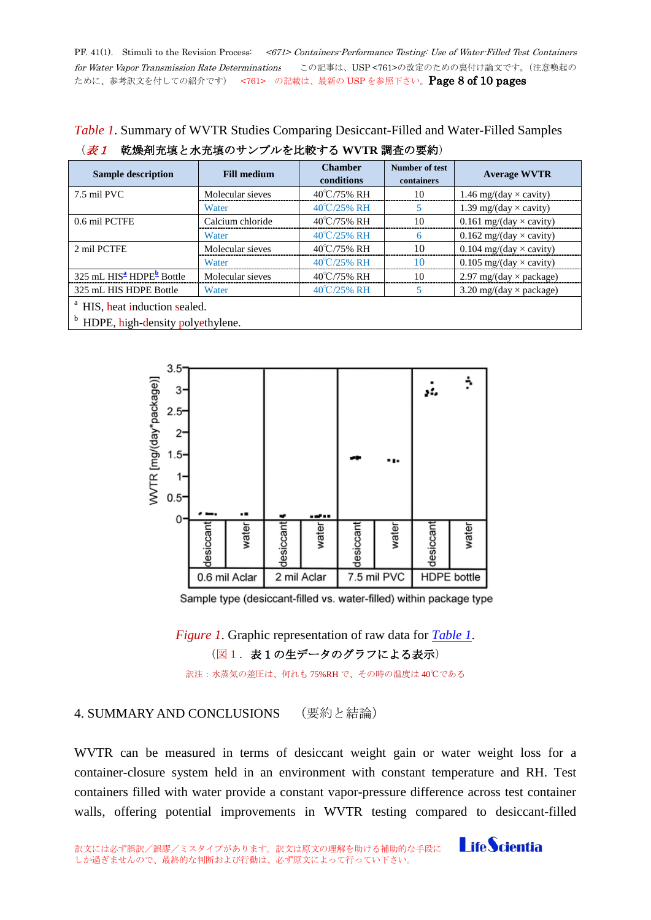*Table 1*. Summary of WVTR Studies Comparing Desiccant-Filled and Water-Filled Samples

（*表 1*　乾燥剤充填と水充填のサンプルを比較する WVTR 調査の要約）

| Sample description | Fill medium | Chamber conditions | Number of test containers | Average WVTR |
|---|---|---|---|---|
| 7.5 mil PVC | Molecular sieves | 40℃/75% RH | 10 | 1.46 mg/(day × cavity) |
| | Water | 40℃/25% RH | 5 | 1.39 mg/(day × cavity) |
| 0.6 mil PCTFE | Calcium chloride | 40℃/75% RH | 10 | 0.161 mg/(day × cavity) |
| | Water | 40℃/25% RH | 6 | 0.162 mg/(day × cavity) |
| 2 mil PCTFE | Molecular sieves | 40℃/75% RH | 10 | 0.104 mg/(day × cavity) |
| | Water | 40℃/25% RH | 10 | 0.105 mg/(day × cavity) |
| 325 mL HIS[a] HDPE[b] Bottle | Molecular sieves | 40℃/75% RH | 10 | 2.97 mg/(day × package) |
| 325 mL HIS HDPE Bottle | Water | 40℃/25% RH | 5 | 3.20 mg/(day × package) |

[a] HIS, heat induction sealed.

[b] HDPE, high-density polyethylene.

*Figure 1*. Graphic representation of raw data for *Table 1*.

（図 1．表 1 の生データのグラフによる表示）

訳注：水蒸気の差圧は、何れも 75%RH で、その時の温度は 40℃である

## 4. SUMMARY AND CONCLUSIONS　（要約と結論）

WVTR can be measured in terms of desiccant weight gain or water weight loss for a container-closure system held in an environment with constant temperature and RH. Test containers filled with water provide a constant vapor-pressure difference across test container walls, offering potential improvements in WVTR testing compared to desiccant-filled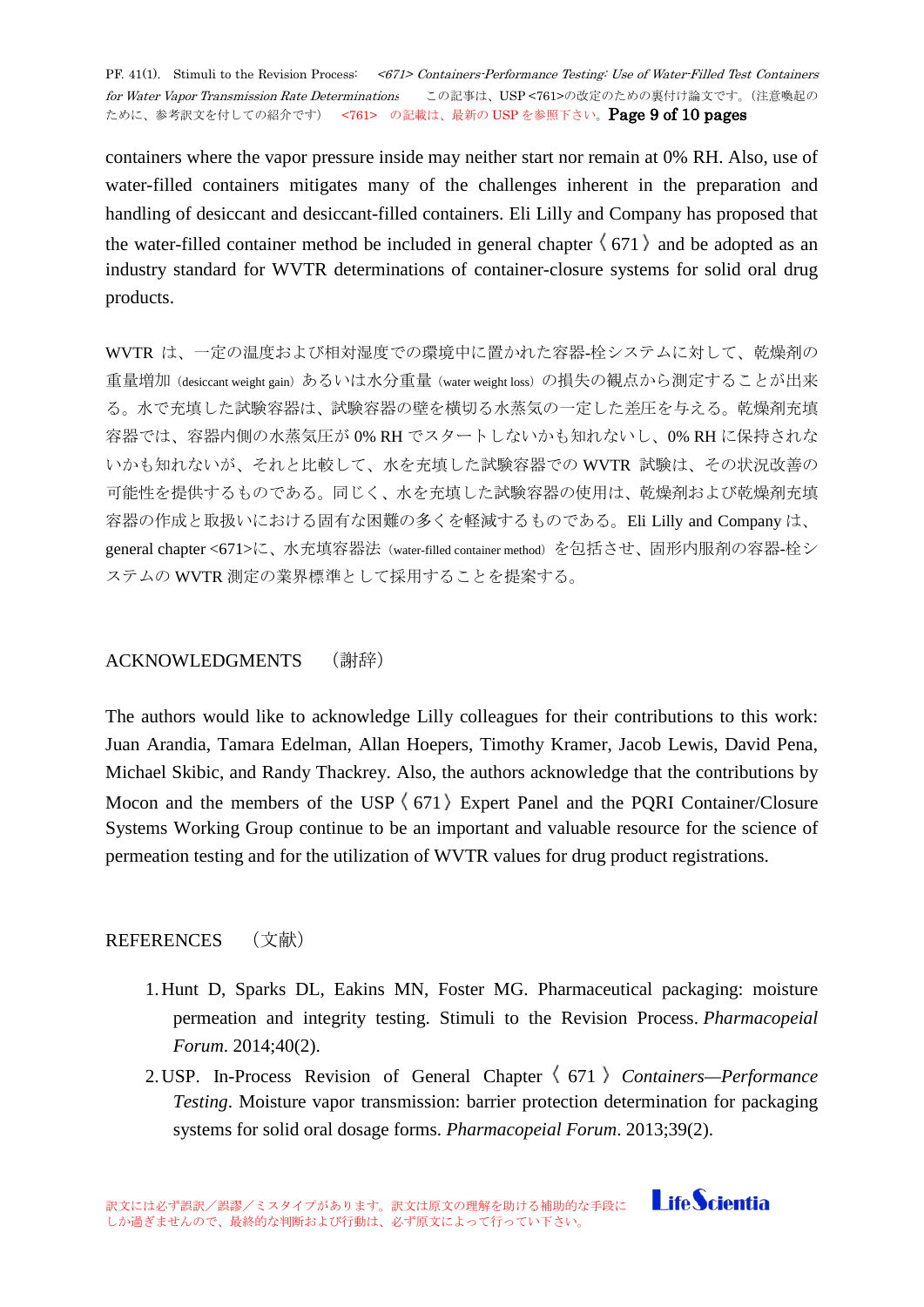containers where the vapor pressure inside may neither start nor remain at 0% RH. Also, use of water-filled containers mitigates many of the challenges inherent in the preparation and handling of desiccant and desiccant-filled containers. Eli Lilly and Company has proposed that the water-filled container method be included in general chapter 〈671〉 and be adopted as an industry standard for WVTR determinations of container-closure systems for solid oral drug products.

WVTR は、一定の温度および相対湿度での環境中に置かれた容器-栓システムに対して、乾燥剤の重量増加（desiccant weight gain）あるいは水分重量（water weight loss）の損失の観点から測定することが出来る。水で充填した試験容器は、試験容器の壁を横切る水蒸気の一定した差圧を与える。乾燥剤充填容器では、容器内側の水蒸気圧が 0% RH でスタートしないかも知れないし、0% RH に保持されないかも知れないが、それと比較して、水を充填した試験容器での WVTR 試験は、その状況改善の可能性を提供するものである。同じく、水を充填した試験容器の使用は、乾燥剤および乾燥剤充填容器の作成と取扱いにおける固有な困難の多くを軽減するものである。Eli Lilly and Company は、general chapter <671>に、水充填容器法（water-filled container method）を包括させ、固形内服剤の容器-栓システムの WVTR 測定の業界標準として採用することを提案する。

## ACKNOWLEDGMENTS （謝辞）

The authors would like to acknowledge Lilly colleagues for their contributions to this work: Juan Arandia, Tamara Edelman, Allan Hoepers, Timothy Kramer, Jacob Lewis, David Pena, Michael Skibic, and Randy Thackrey. Also, the authors acknowledge that the contributions by Mocon and the members of the USP 〈671〉 Expert Panel and the PQRI Container/Closure Systems Working Group continue to be an important and valuable resource for the science of permeation testing and for the utilization of WVTR values for drug product registrations.

## REFERENCES （文献）

1. Hunt D, Sparks DL, Eakins MN, Foster MG. Pharmaceutical packaging: moisture permeation and integrity testing. Stimuli to the Revision Process. *Pharmacopeial Forum*. 2014;40(2).
2. USP. In-Process Revision of General Chapter 〈671〉 *Containers—Performance Testing*. Moisture vapor transmission: barrier protection determination for packaging systems for solid oral dosage forms. *Pharmacopeial Forum*. 2013;39(2).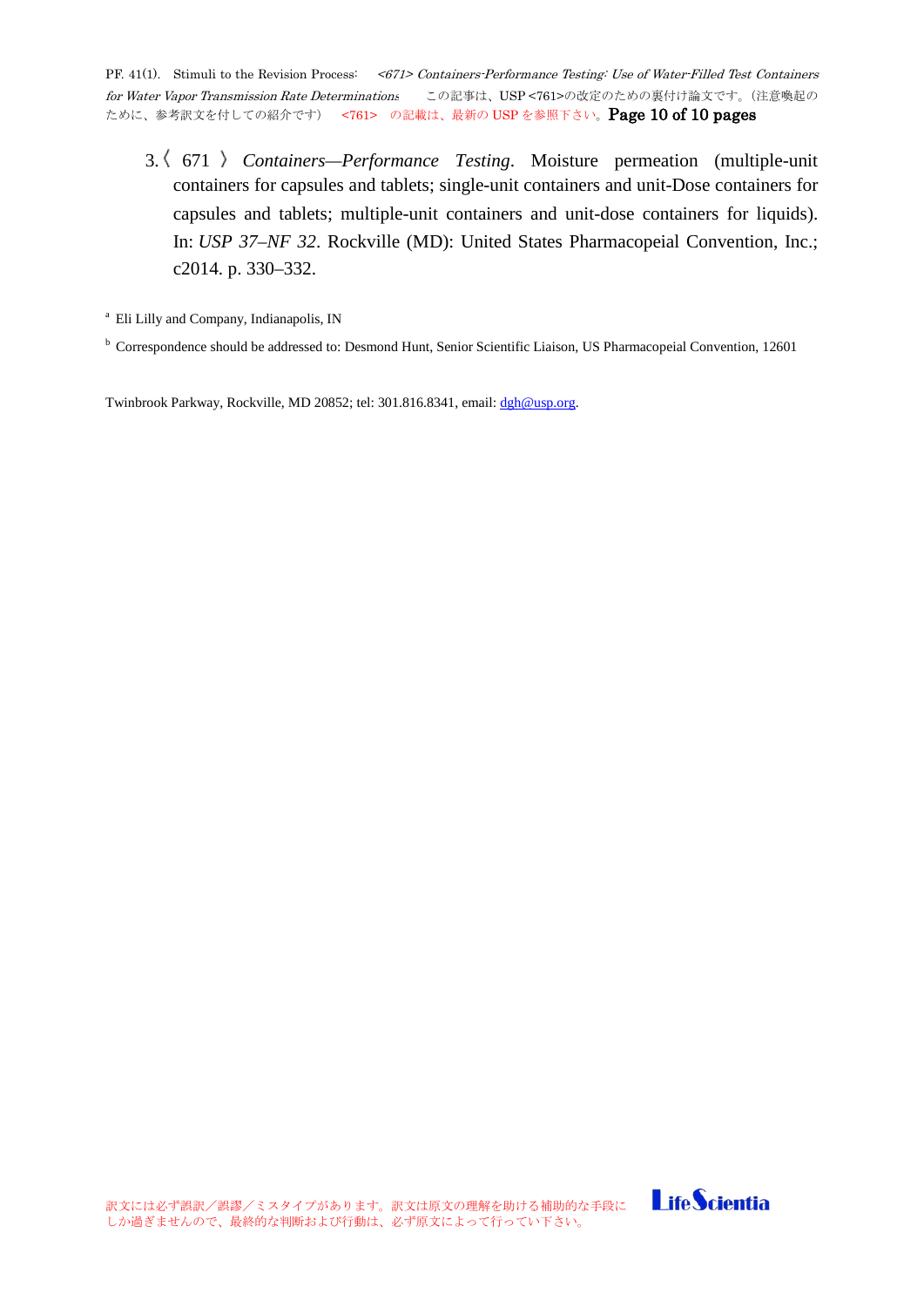3.〈 671 〉 *Containers—Performance Testing*. Moisture permeation (multiple-unit containers for capsules and tablets; single-unit containers and unit-Dose containers for capsules and tablets; multiple-unit containers and unit-dose containers for liquids). In: *USP 37–NF 32*. Rockville (MD): United States Pharmacopeial Convention, Inc.; c2014. p. 330–332.

[a] Eli Lilly and Company, Indianapolis, IN

[b] Correspondence should be addressed to: Desmond Hunt, Senior Scientific Liaison, US Pharmacopeial Convention, 12601 Twinbrook Parkway, Rockville, MD 20852; tel: 301.816.8341, email: dgh@usp.org.

訳文には必ず誤訳／誤謬／ミスタイプがあります。訳文は原文の理解を助ける補助的な手段にしか過ぎませんので、最終的な判断および行動は、必ず原文によって行ってい下さい。